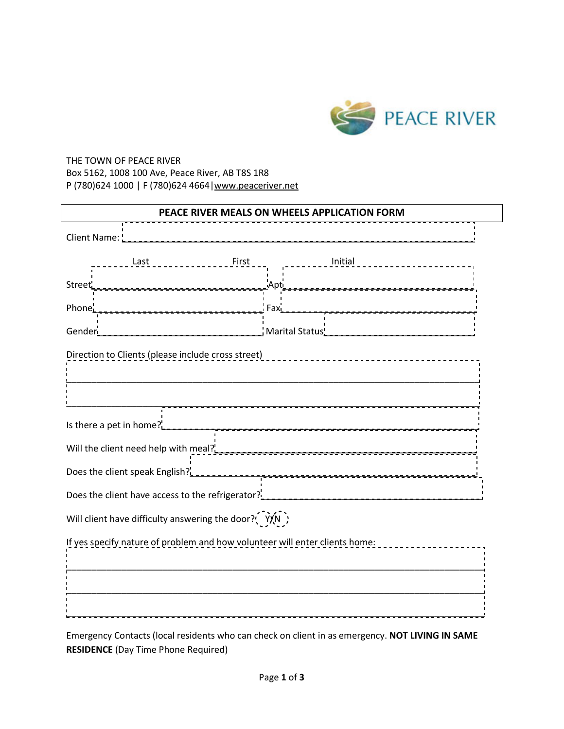PEACE RIVER

THE TOWN OF PEACE RIVER
Box 5162, 1008 100 Ave, Peace River, AB T8S 1R8
P (780)624 1000 | F (780)624 4664|www.peaceriver.net

## PEACE RIVER MEALS ON WHEELS APPLICATION FORM

Client Name: ____________________________________________

Last First Initial

Street ______________________ Apt ______________________

Phone ______________________ Fax ______________________

Gender ______________________ Marital Status ______________________

Direction to Clients (please include cross street)

______________________________________________________________

______________________________________________________________

Is there a pet in home? ______________________________

Will the client need help with meal? ______________________________

Does the client speak English? ______________________________

Does the client have access to the refrigerator? ______________________________

Will client have difficulty answering the door? Y/N

If yes specify nature of problem and how volunteer will enter clients home:

______________________________________________________________

______________________________________________________________

______________________________________________________________

Emergency Contacts (local residents who can check on client in as emergency. **NOT LIVING IN SAME RESIDENCE** (Day Time Phone Required)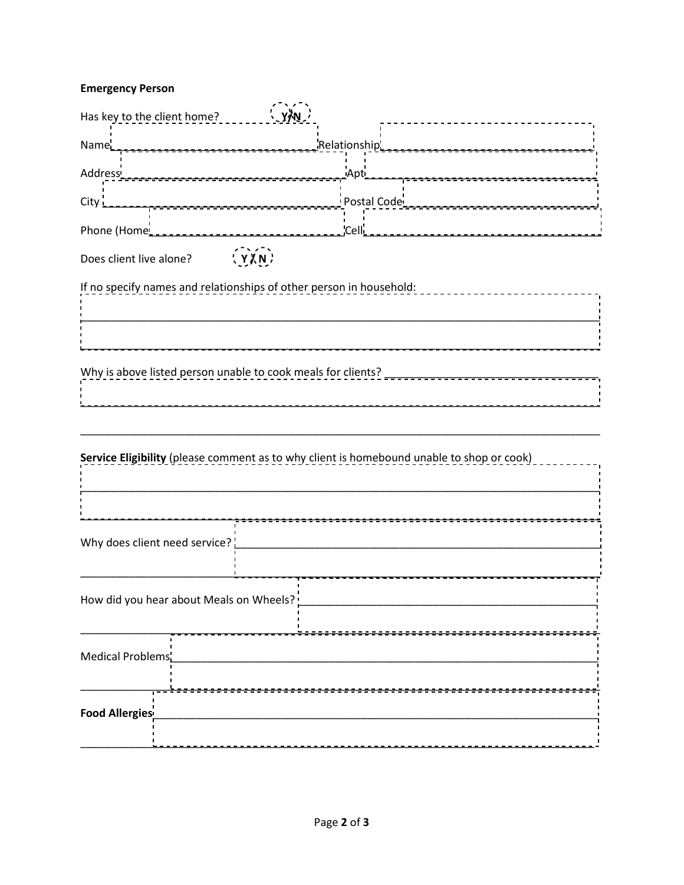**Emergency Person**

Has key to the client home? Y/N

Name \_\_\_\_\_\_\_\_\_\_\_\_\_\_\_\_\_\_\_\_\_\_\_\_ Relationship \_\_\_\_\_\_\_\_\_\_\_\_\_\_\_\_\_\_\_\_\_\_\_\_

Address \_\_\_\_\_\_\_\_\_\_\_\_\_\_\_\_\_\_\_\_\_\_\_\_ Apt \_\_\_\_\_\_\_\_\_\_\_\_\_\_\_\_\_\_\_\_\_\_\_\_

City \_\_\_\_\_\_\_\_\_\_\_\_\_\_\_\_\_\_\_\_\_\_\_\_ Postal Code \_\_\_\_\_\_\_\_\_\_\_\_\_\_\_\_\_\_\_\_\_\_\_\_

Phone (Home \_\_\_\_\_\_\_\_\_\_\_\_\_\_\_\_\_\_\_\_\_\_\_\_ Cell \_\_\_\_\_\_\_\_\_\_\_\_\_\_\_\_\_\_\_\_\_\_\_\_

Does client live alone? Y/N

If no specify names and relationships of other person in household:

\_\_\_\_\_\_\_\_\_\_\_\_\_\_\_\_\_\_\_\_\_\_\_\_\_\_\_\_\_\_\_\_\_\_\_\_\_\_\_\_\_\_\_\_\_\_\_\_\_\_\_\_\_\_\_\_\_\_\_\_

\_\_\_\_\_\_\_\_\_\_\_\_\_\_\_\_\_\_\_\_\_\_\_\_\_\_\_\_\_\_\_\_\_\_\_\_\_\_\_\_\_\_\_\_\_\_\_\_\_\_\_\_\_\_\_\_\_\_\_\_

Why is above listed person unable to cook meals for clients? \_\_\_\_\_\_\_\_\_\_\_\_\_\_\_\_\_\_\_\_\_\_\_\_

\_\_\_\_\_\_\_\_\_\_\_\_\_\_\_\_\_\_\_\_\_\_\_\_\_\_\_\_\_\_\_\_\_\_\_\_\_\_\_\_\_\_\_\_\_\_\_\_\_\_\_\_\_\_\_\_\_\_\_\_

\_\_\_\_\_\_\_\_\_\_\_\_\_\_\_\_\_\_\_\_\_\_\_\_\_\_\_\_\_\_\_\_\_\_\_\_\_\_\_\_\_\_\_\_\_\_\_\_\_\_\_\_\_\_\_\_\_\_\_\_

**Service Eligibility** (please comment as to why client is homebound unable to shop or cook)

\_\_\_\_\_\_\_\_\_\_\_\_\_\_\_\_\_\_\_\_\_\_\_\_\_\_\_\_\_\_\_\_\_\_\_\_\_\_\_\_\_\_\_\_\_\_\_\_\_\_\_\_\_\_\_\_\_\_\_\_

\_\_\_\_\_\_\_\_\_\_\_\_\_\_\_\_\_\_\_\_\_\_\_\_\_\_\_\_\_\_\_\_\_\_\_\_\_\_\_\_\_\_\_\_\_\_\_\_\_\_\_\_\_\_\_\_\_\_\_\_

Why does client need service? \_\_\_\_\_\_\_\_\_\_\_\_\_\_\_\_\_\_\_\_\_\_\_\_\_\_\_\_\_\_\_\_\_\_\_\_\_\_\_\_

\_\_\_\_\_\_\_\_\_\_\_\_\_\_\_\_\_\_\_\_\_\_\_\_\_\_\_\_\_\_\_\_\_\_\_\_\_\_\_\_\_\_\_\_\_\_\_\_\_\_\_\_\_\_\_\_\_\_\_\_

How did you hear about Meals on Wheels? \_\_\_\_\_\_\_\_\_\_\_\_\_\_\_\_\_\_\_\_\_\_\_\_\_\_\_\_\_\_\_\_

\_\_\_\_\_\_\_\_\_\_\_\_\_\_\_\_\_\_\_\_\_\_\_\_\_\_\_\_\_\_\_\_\_\_\_\_\_\_\_\_\_\_\_\_\_\_\_\_\_\_\_\_\_\_\_\_\_\_\_\_

Medical Problems \_\_\_\_\_\_\_\_\_\_\_\_\_\_\_\_\_\_\_\_\_\_\_\_\_\_\_\_\_\_\_\_\_\_\_\_\_\_\_\_\_\_\_\_\_\_\_\_

\_\_\_\_\_\_\_\_\_\_\_\_\_\_\_\_\_\_\_\_\_\_\_\_\_\_\_\_\_\_\_\_\_\_\_\_\_\_\_\_\_\_\_\_\_\_\_\_\_\_\_\_\_\_\_\_\_\_\_\_

**Food Allergies** \_\_\_\_\_\_\_\_\_\_\_\_\_\_\_\_\_\_\_\_\_\_\_\_\_\_\_\_\_\_\_\_\_\_\_\_\_\_\_\_\_\_\_\_\_\_\_\_

\_\_\_\_\_\_\_\_\_\_\_\_\_\_\_\_\_\_\_\_\_\_\_\_\_\_\_\_\_\_\_\_\_\_\_\_\_\_\_\_\_\_\_\_\_\_\_\_\_\_\_\_\_\_\_\_\_\_\_\_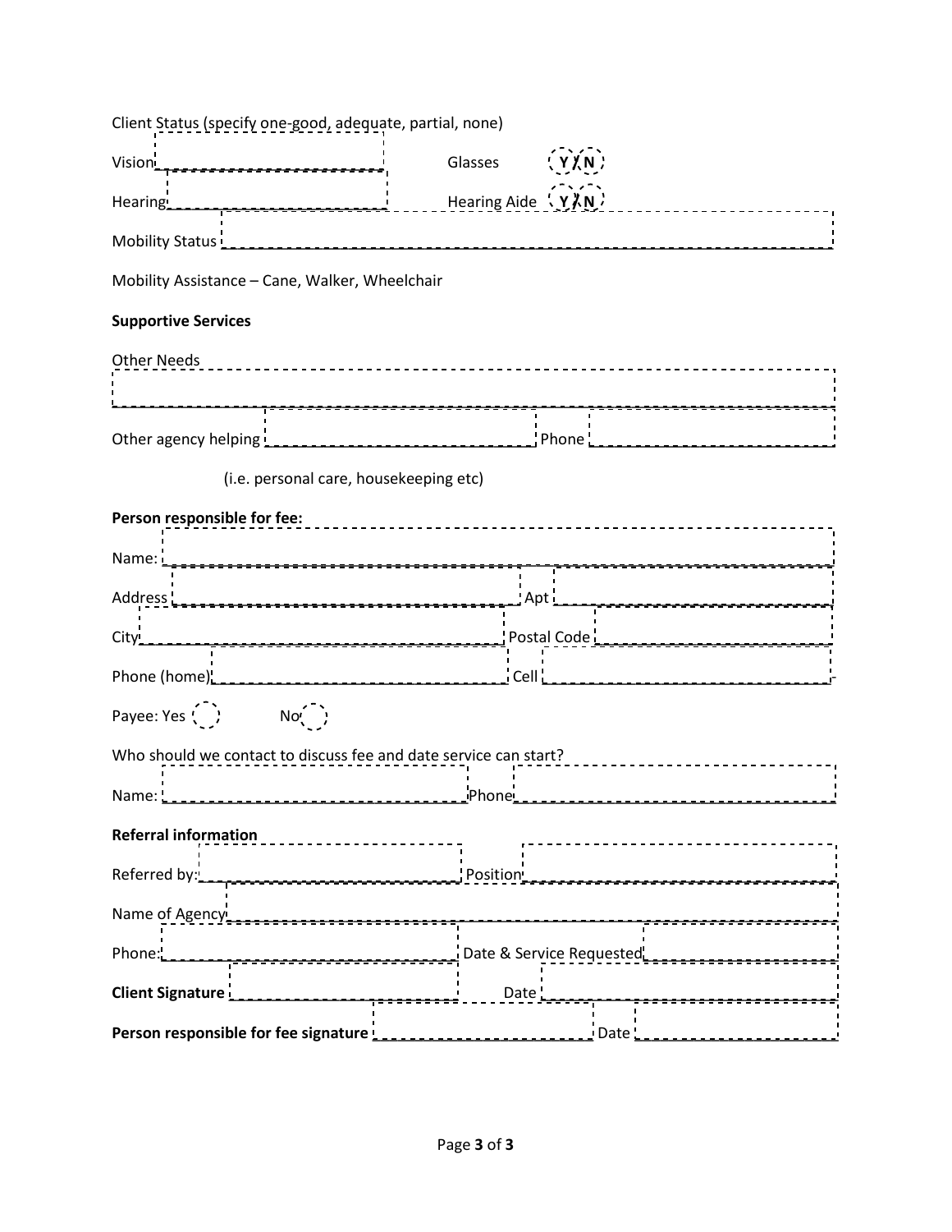Client Status (specify one-good, adequate, partial, none)

Vision ______________________ Glasses (Y)(N)

Hearing ______________________ Hearing Aide (Y)(N)

Mobility Status ______________________

Mobility Assistance – Cane, Walker, Wheelchair

**Supportive Services**

Other Needs ______________________

Other agency helping ______________________ Phone ______________________

(i.e. personal care, housekeeping etc)

**Person responsible for fee:**

Name: ______________________

Address ______________________ Apt ______________________

City ______________________ Postal Code ______________________

Phone (home) ______________________ Cell ______________________

Payee: Yes ( ) No ( )

Who should we contact to discuss fee and date service can start?

Name: ______________________ Phone ______________________

**Referral information**

Referred by: ______________________ Position ______________________

Name of Agency ______________________

Phone: ______________________ Date & Service Requested ______________________

**Client Signature** ______________________ Date ______________________

**Person responsible for fee signature** ______________________ Date ______________________